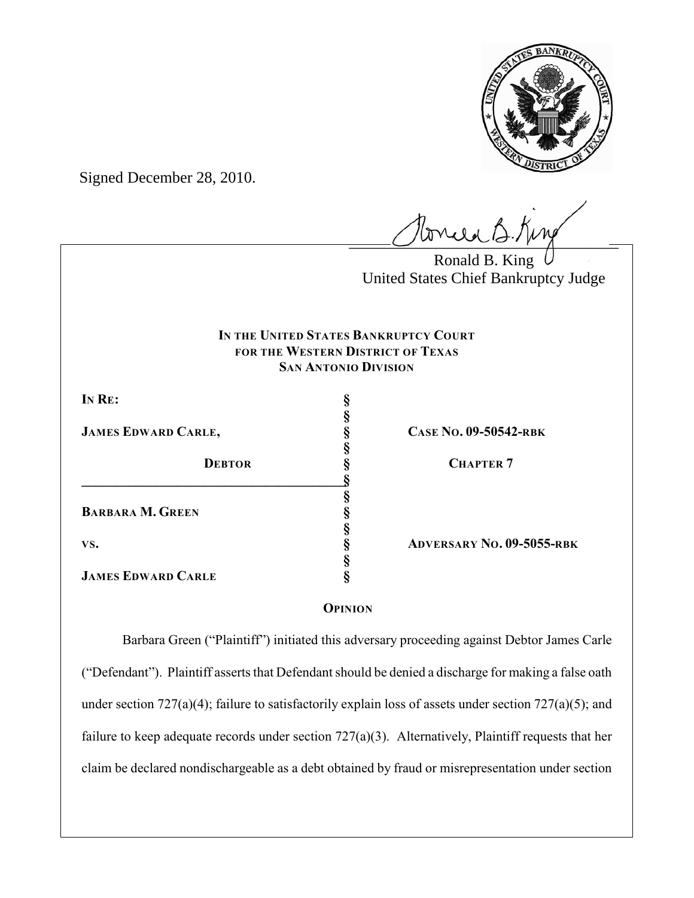Signed December 28, 2010.

Ronald B. King
United States Chief Bankruptcy Judge

**IN THE UNITED STATES BANKRUPTCY COURT**
**FOR THE WESTERN DISTRICT OF TEXAS**
**SAN ANTONIO DIVISION**

| | | |
|---|---|---|
| **IN RE:** | § | |
| | § | |
| **JAMES EDWARD CARLE,** | § | **CASE NO. 09-50542-RBK** |
| | § | |
| **DEBTOR** | § | **CHAPTER 7** |
| | § | |
| | § | |
| **BARBARA M. GREEN** | § | |
| | § | |
| **VS.** | § | **ADVERSARY NO. 09-5055-RBK** |
| | § | |
| **JAMES EDWARD CARLE** | § | |

**OPINION**

Barbara Green ("Plaintiff") initiated this adversary proceeding against Debtor James Carle ("Defendant"). Plaintiff asserts that Defendant should be denied a discharge for making a false oath under section 727(a)(4); failure to satisfactorily explain loss of assets under section 727(a)(5); and failure to keep adequate records under section 727(a)(3). Alternatively, Plaintiff requests that her claim be declared nondischargeable as a debt obtained by fraud or misrepresentation under section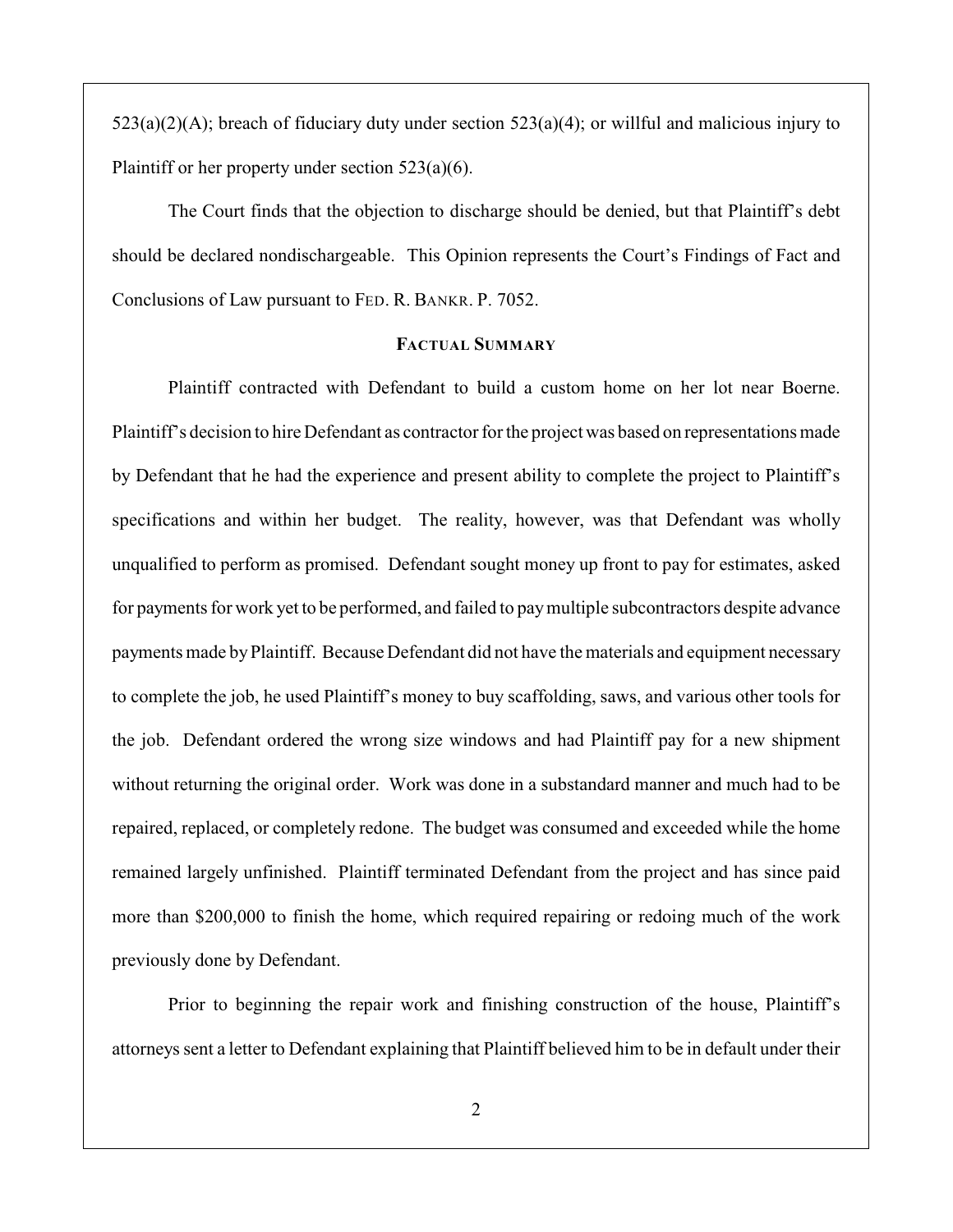523(a)(2)(A); breach of fiduciary duty under section 523(a)(4); or willful and malicious injury to Plaintiff or her property under section 523(a)(6).

The Court finds that the objection to discharge should be denied, but that Plaintiff's debt should be declared nondischargeable. This Opinion represents the Court's Findings of Fact and Conclusions of Law pursuant to FED. R. BANKR. P. 7052.

## FACTUAL SUMMARY

Plaintiff contracted with Defendant to build a custom home on her lot near Boerne. Plaintiff's decision to hire Defendant as contractor for the project was based on representations made by Defendant that he had the experience and present ability to complete the project to Plaintiff's specifications and within her budget. The reality, however, was that Defendant was wholly unqualified to perform as promised. Defendant sought money up front to pay for estimates, asked for payments for work yet to be performed, and failed to pay multiple subcontractors despite advance payments made by Plaintiff. Because Defendant did not have the materials and equipment necessary to complete the job, he used Plaintiff's money to buy scaffolding, saws, and various other tools for the job. Defendant ordered the wrong size windows and had Plaintiff pay for a new shipment without returning the original order. Work was done in a substandard manner and much had to be repaired, replaced, or completely redone. The budget was consumed and exceeded while the home remained largely unfinished. Plaintiff terminated Defendant from the project and has since paid more than $200,000 to finish the home, which required repairing or redoing much of the work previously done by Defendant.

Prior to beginning the repair work and finishing construction of the house, Plaintiff's attorneys sent a letter to Defendant explaining that Plaintiff believed him to be in default under their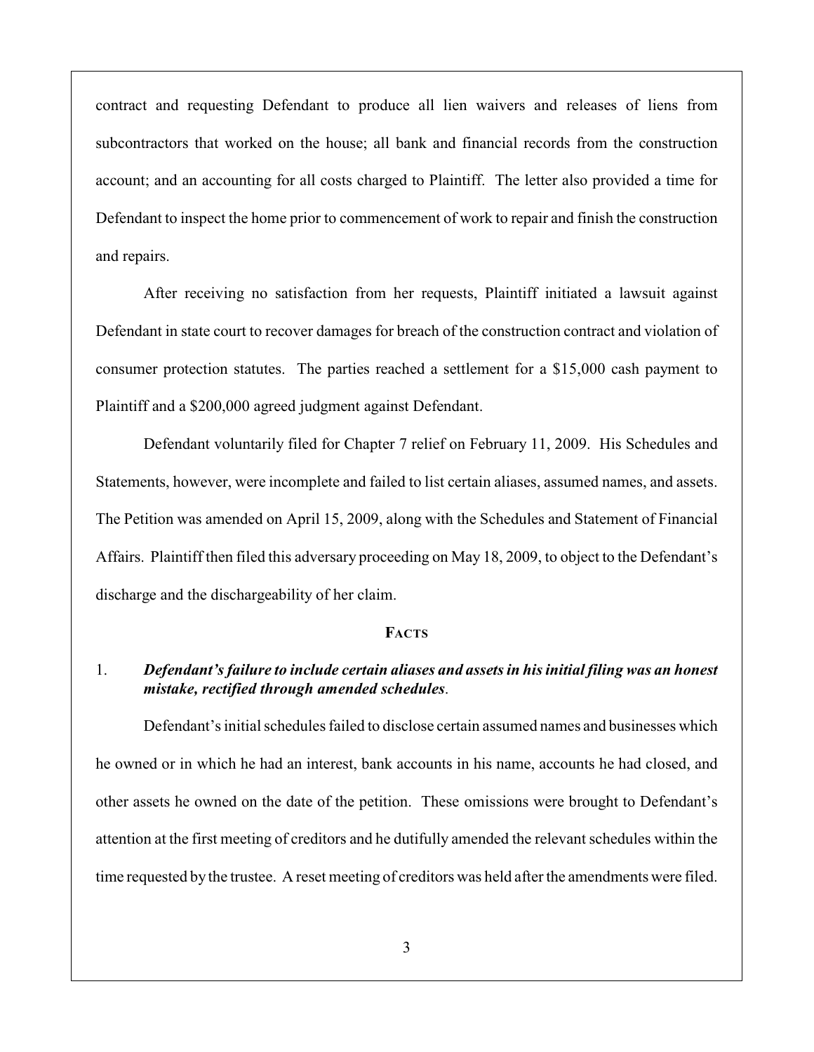contract and requesting Defendant to produce all lien waivers and releases of liens from subcontractors that worked on the house; all bank and financial records from the construction account; and an accounting for all costs charged to Plaintiff. The letter also provided a time for Defendant to inspect the home prior to commencement of work to repair and finish the construction and repairs.

After receiving no satisfaction from her requests, Plaintiff initiated a lawsuit against Defendant in state court to recover damages for breach of the construction contract and violation of consumer protection statutes. The parties reached a settlement for a $15,000 cash payment to Plaintiff and a $200,000 agreed judgment against Defendant.

Defendant voluntarily filed for Chapter 7 relief on February 11, 2009. His Schedules and Statements, however, were incomplete and failed to list certain aliases, assumed names, and assets. The Petition was amended on April 15, 2009, along with the Schedules and Statement of Financial Affairs. Plaintiff then filed this adversary proceeding on May 18, 2009, to object to the Defendant's discharge and the dischargeability of her claim.

## FACTS

1. ***Defendant's failure to include certain aliases and assets in his initial filing was an honest mistake, rectified through amended schedules*.**

Defendant's initial schedules failed to disclose certain assumed names and businesses which he owned or in which he had an interest, bank accounts in his name, accounts he had closed, and other assets he owned on the date of the petition. These omissions were brought to Defendant's attention at the first meeting of creditors and he dutifully amended the relevant schedules within the time requested by the trustee. A reset meeting of creditors was held after the amendments were filed.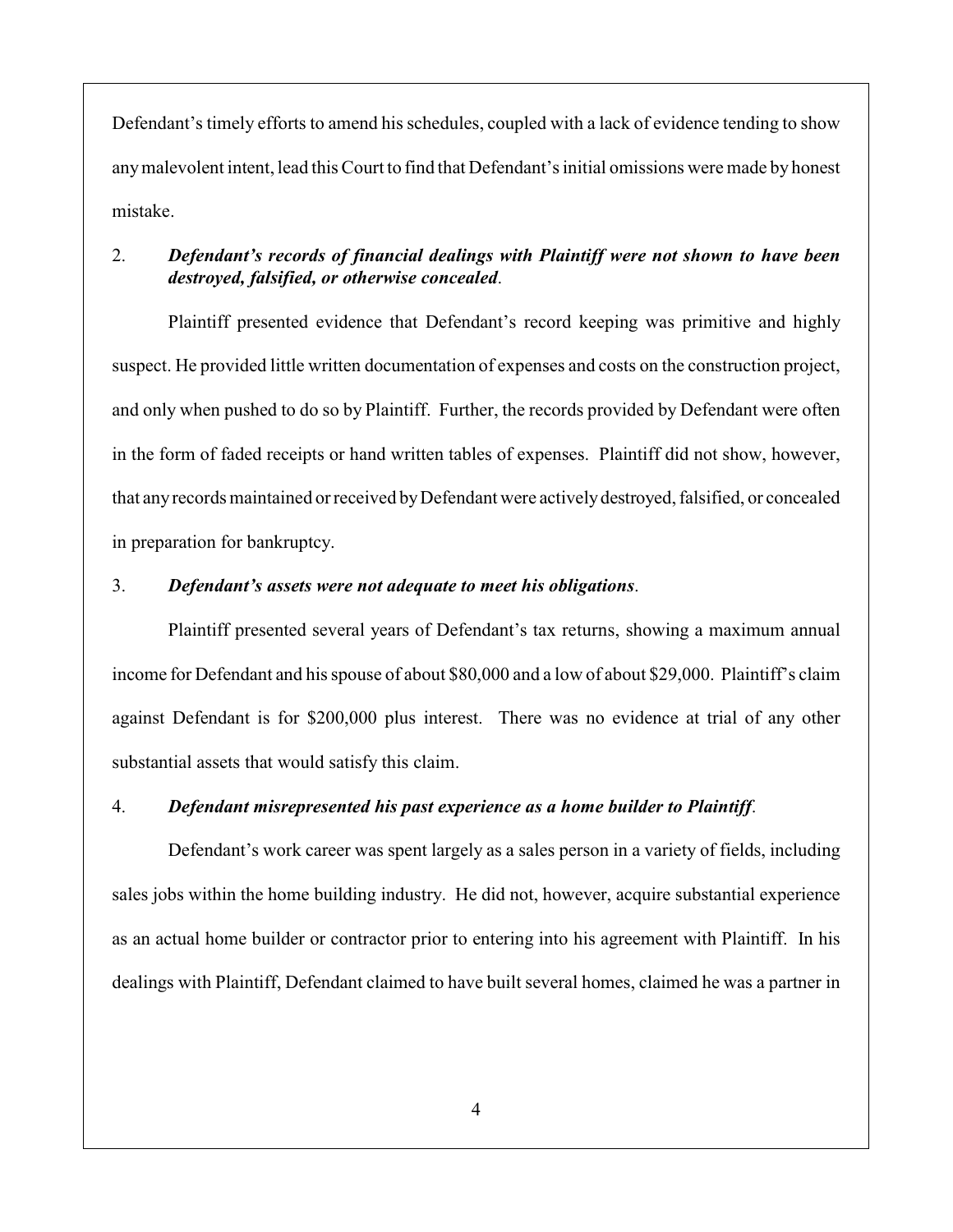Defendant's timely efforts to amend his schedules, coupled with a lack of evidence tending to show any malevolent intent, lead this Court to find that Defendant's initial omissions were made by honest mistake.

2. ***Defendant's records of financial dealings with Plaintiff were not shown to have been destroyed, falsified, or otherwise concealed***.

Plaintiff presented evidence that Defendant's record keeping was primitive and highly suspect. He provided little written documentation of expenses and costs on the construction project, and only when pushed to do so by Plaintiff. Further, the records provided by Defendant were often in the form of faded receipts or hand written tables of expenses. Plaintiff did not show, however, that any records maintained or received by Defendant were actively destroyed, falsified, or concealed in preparation for bankruptcy.

3. ***Defendant's assets were not adequate to meet his obligations***.

Plaintiff presented several years of Defendant's tax returns, showing a maximum annual income for Defendant and his spouse of about $80,000 and a low of about $29,000. Plaintiff's claim against Defendant is for $200,000 plus interest. There was no evidence at trial of any other substantial assets that would satisfy this claim.

4. ***Defendant misrepresented his past experience as a home builder to Plaintiff***.

Defendant's work career was spent largely as a sales person in a variety of fields, including sales jobs within the home building industry. He did not, however, acquire substantial experience as an actual home builder or contractor prior to entering into his agreement with Plaintiff. In his dealings with Plaintiff, Defendant claimed to have built several homes, claimed he was a partner in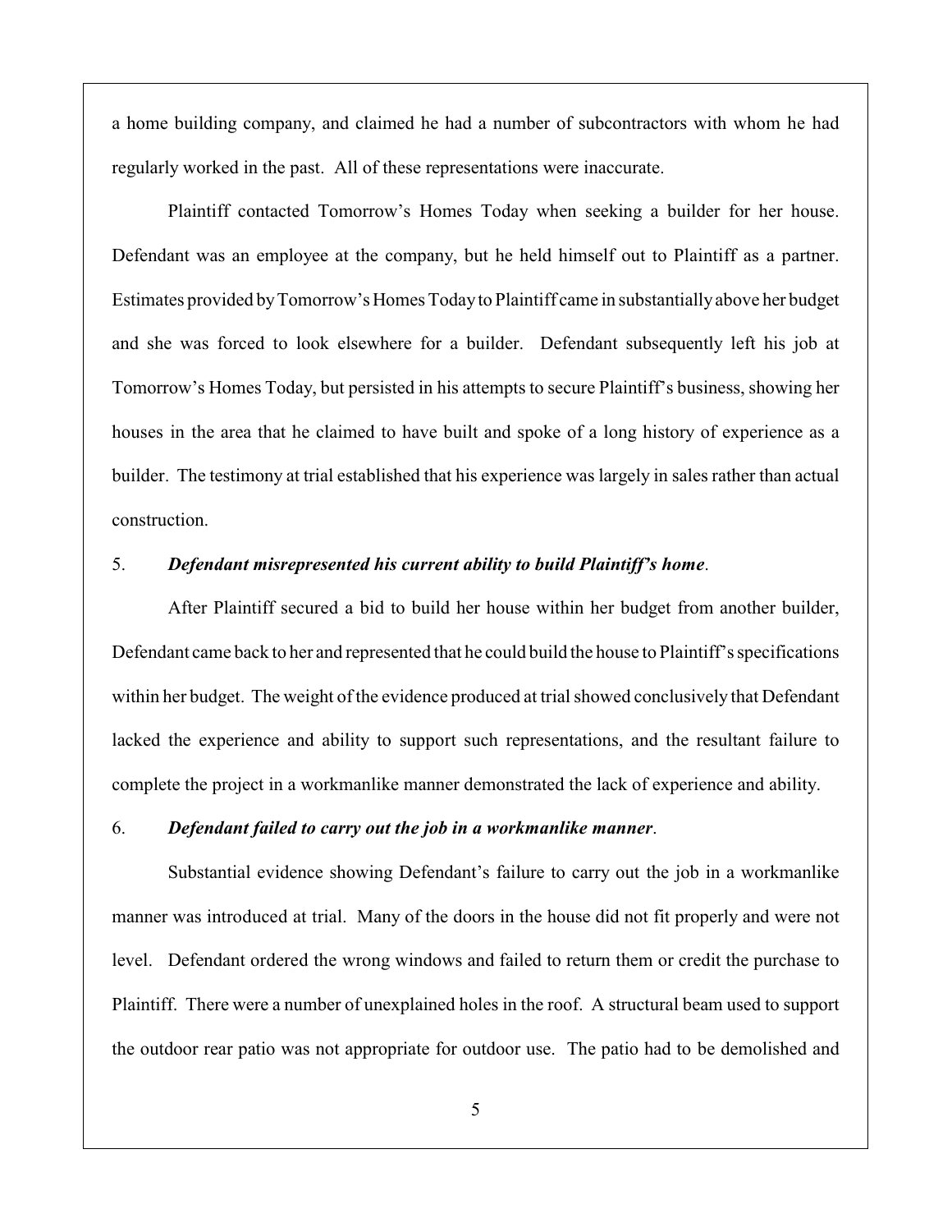a home building company, and claimed he had a number of subcontractors with whom he had regularly worked in the past. All of these representations were inaccurate.

Plaintiff contacted Tomorrow's Homes Today when seeking a builder for her house. Defendant was an employee at the company, but he held himself out to Plaintiff as a partner. Estimates provided by Tomorrow's Homes Today to Plaintiff came in substantially above her budget and she was forced to look elsewhere for a builder. Defendant subsequently left his job at Tomorrow's Homes Today, but persisted in his attempts to secure Plaintiff's business, showing her houses in the area that he claimed to have built and spoke of a long history of experience as a builder. The testimony at trial established that his experience was largely in sales rather than actual construction.

5. ***Defendant misrepresented his current ability to build Plaintiff's home*.**

After Plaintiff secured a bid to build her house within her budget from another builder, Defendant came back to her and represented that he could build the house to Plaintiff's specifications within her budget. The weight of the evidence produced at trial showed conclusively that Defendant lacked the experience and ability to support such representations, and the resultant failure to complete the project in a workmanlike manner demonstrated the lack of experience and ability.

6. ***Defendant failed to carry out the job in a workmanlike manner*.**

Substantial evidence showing Defendant's failure to carry out the job in a workmanlike manner was introduced at trial. Many of the doors in the house did not fit properly and were not level. Defendant ordered the wrong windows and failed to return them or credit the purchase to Plaintiff. There were a number of unexplained holes in the roof. A structural beam used to support the outdoor rear patio was not appropriate for outdoor use. The patio had to be demolished and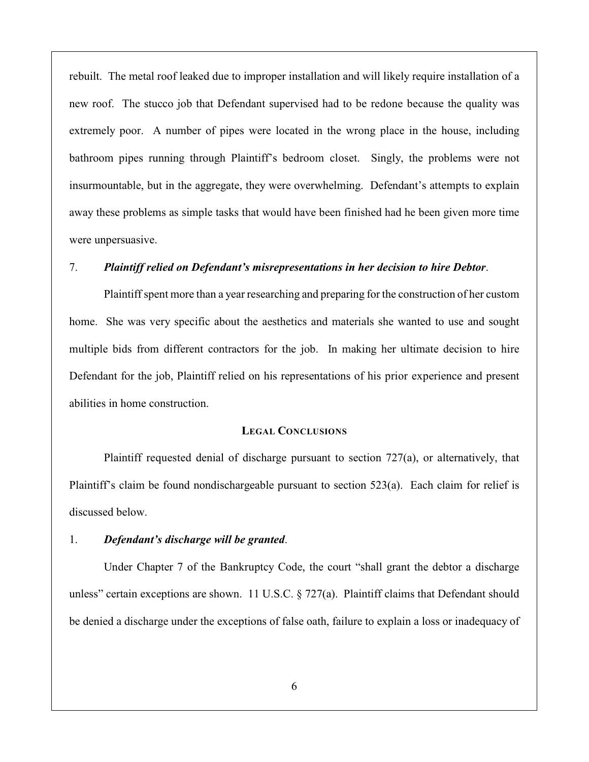rebuilt. The metal roof leaked due to improper installation and will likely require installation of a new roof. The stucco job that Defendant supervised had to be redone because the quality was extremely poor. A number of pipes were located in the wrong place in the house, including bathroom pipes running through Plaintiff's bedroom closet. Singly, the problems were not insurmountable, but in the aggregate, they were overwhelming. Defendant's attempts to explain away these problems as simple tasks that would have been finished had he been given more time were unpersuasive.

7. ***Plaintiff relied on Defendant's misrepresentations in her decision to hire Debtor*.**

Plaintiff spent more than a year researching and preparing for the construction of her custom home. She was very specific about the aesthetics and materials she wanted to use and sought multiple bids from different contractors for the job. In making her ultimate decision to hire Defendant for the job, Plaintiff relied on his representations of his prior experience and present abilities in home construction.

## LEGAL CONCLUSIONS

Plaintiff requested denial of discharge pursuant to section 727(a), or alternatively, that Plaintiff's claim be found nondischargeable pursuant to section 523(a). Each claim for relief is discussed below.

1. ***Defendant's discharge will be granted*.**

Under Chapter 7 of the Bankruptcy Code, the court "shall grant the debtor a discharge unless" certain exceptions are shown. 11 U.S.C. § 727(a). Plaintiff claims that Defendant should be denied a discharge under the exceptions of false oath, failure to explain a loss or inadequacy of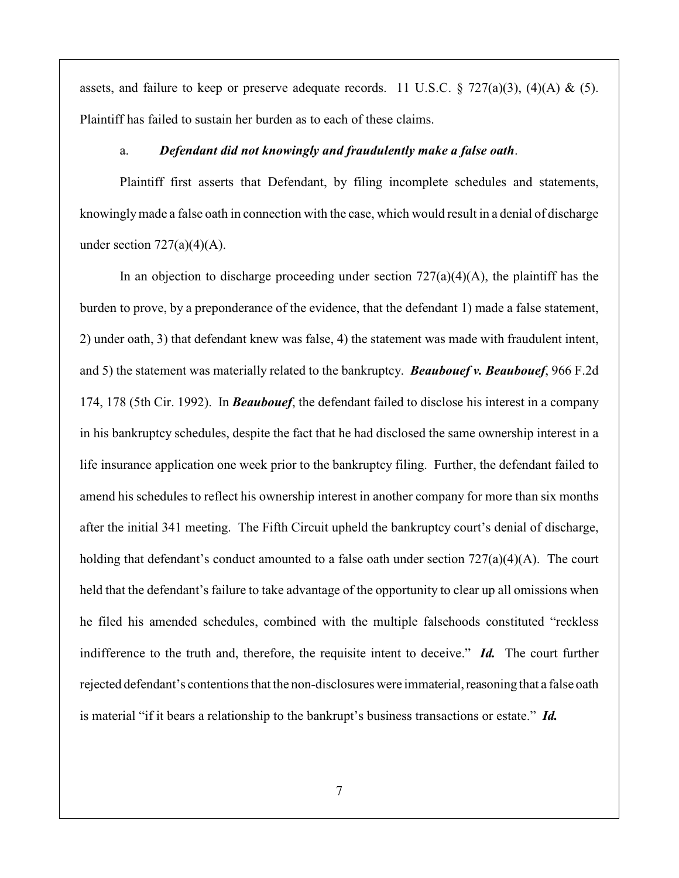assets, and failure to keep or preserve adequate records. 11 U.S.C. § 727(a)(3), (4)(A) & (5). Plaintiff has failed to sustain her burden as to each of these claims.

a. ***Defendant did not knowingly and fraudulently make a false oath***.

Plaintiff first asserts that Defendant, by filing incomplete schedules and statements, knowingly made a false oath in connection with the case, which would result in a denial of discharge under section 727(a)(4)(A).

In an objection to discharge proceeding under section 727(a)(4)(A), the plaintiff has the burden to prove, by a preponderance of the evidence, that the defendant 1) made a false statement, 2) under oath, 3) that defendant knew was false, 4) the statement was made with fraudulent intent, and 5) the statement was materially related to the bankruptcy. ***Beaubouef v. Beaubouef***, 966 F.2d 174, 178 (5th Cir. 1992). In ***Beaubouef***, the defendant failed to disclose his interest in a company in his bankruptcy schedules, despite the fact that he had disclosed the same ownership interest in a life insurance application one week prior to the bankruptcy filing. Further, the defendant failed to amend his schedules to reflect his ownership interest in another company for more than six months after the initial 341 meeting. The Fifth Circuit upheld the bankruptcy court's denial of discharge, holding that defendant's conduct amounted to a false oath under section 727(a)(4)(A). The court held that the defendant's failure to take advantage of the opportunity to clear up all omissions when he filed his amended schedules, combined with the multiple falsehoods constituted "reckless indifference to the truth and, therefore, the requisite intent to deceive." ***Id.*** The court further rejected defendant's contentions that the non-disclosures were immaterial, reasoning that a false oath is material "if it bears a relationship to the bankrupt's business transactions or estate." ***Id.***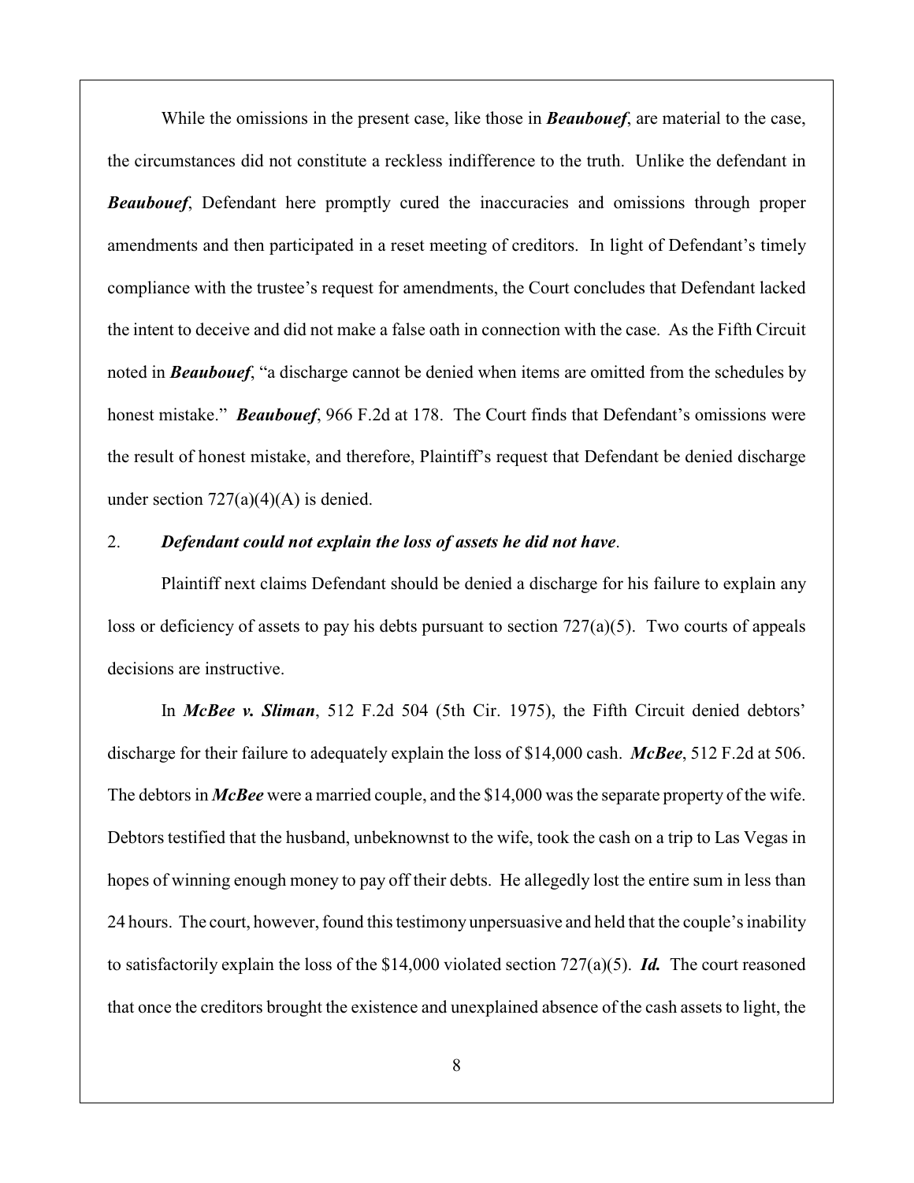While the omissions in the present case, like those in ***Beaubouef***, are material to the case, the circumstances did not constitute a reckless indifference to the truth. Unlike the defendant in ***Beaubouef***, Defendant here promptly cured the inaccuracies and omissions through proper amendments and then participated in a reset meeting of creditors. In light of Defendant's timely compliance with the trustee's request for amendments, the Court concludes that Defendant lacked the intent to deceive and did not make a false oath in connection with the case. As the Fifth Circuit noted in ***Beaubouef***, "a discharge cannot be denied when items are omitted from the schedules by honest mistake." ***Beaubouef***, 966 F.2d at 178. The Court finds that Defendant's omissions were the result of honest mistake, and therefore, Plaintiff's request that Defendant be denied discharge under section 727(a)(4)(A) is denied.

2. ***Defendant could not explain the loss of assets he did not have***.

Plaintiff next claims Defendant should be denied a discharge for his failure to explain any loss or deficiency of assets to pay his debts pursuant to section 727(a)(5). Two courts of appeals decisions are instructive.

In ***McBee v. Sliman***, 512 F.2d 504 (5th Cir. 1975), the Fifth Circuit denied debtors' discharge for their failure to adequately explain the loss of $14,000 cash. ***McBee***, 512 F.2d at 506. The debtors in ***McBee*** were a married couple, and the $14,000 was the separate property of the wife. Debtors testified that the husband, unbeknownst to the wife, took the cash on a trip to Las Vegas in hopes of winning enough money to pay off their debts. He allegedly lost the entire sum in less than 24 hours. The court, however, found this testimony unpersuasive and held that the couple's inability to satisfactorily explain the loss of the $14,000 violated section 727(a)(5). ***Id.*** The court reasoned that once the creditors brought the existence and unexplained absence of the cash assets to light, the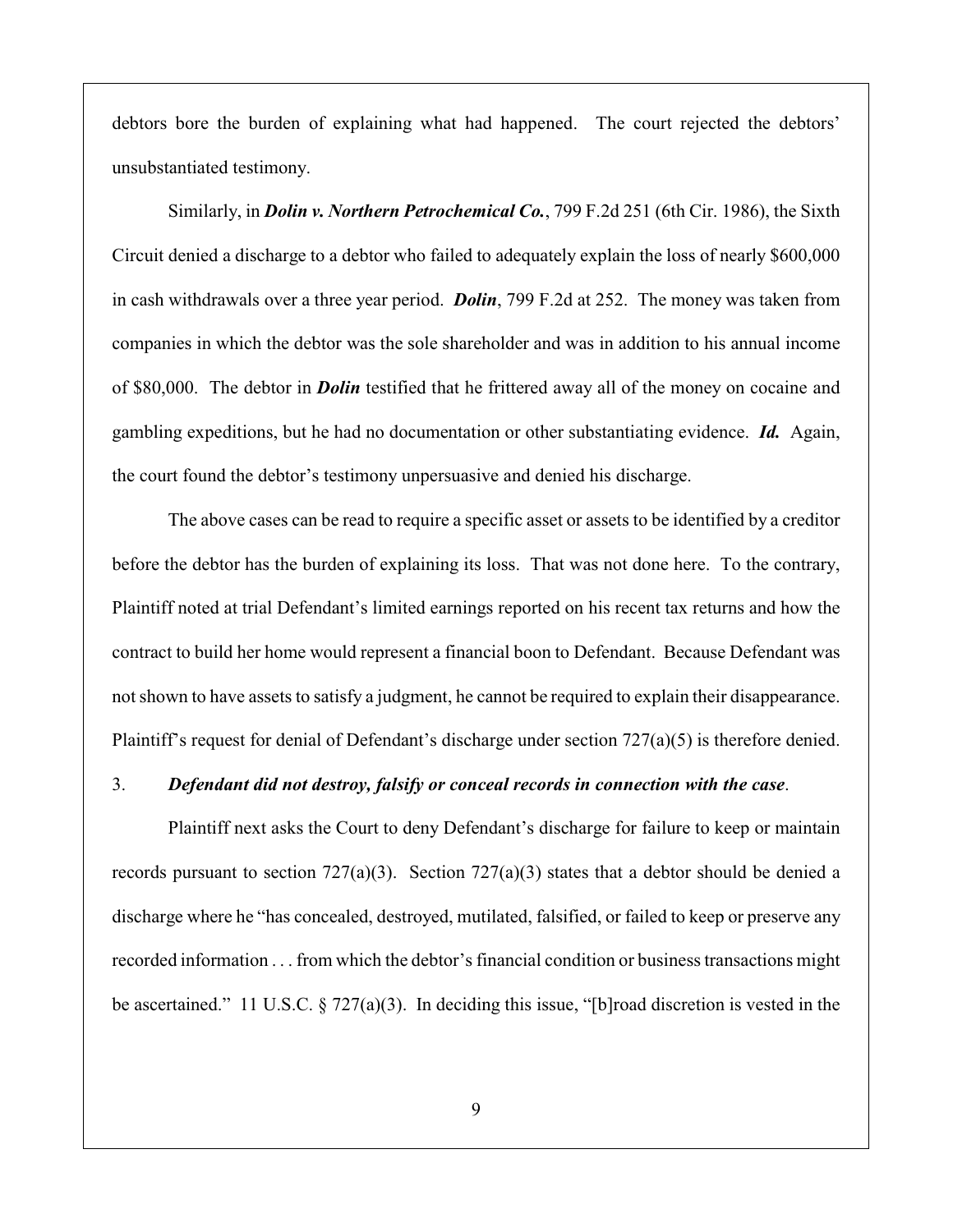debtors bore the burden of explaining what had happened. The court rejected the debtors' unsubstantiated testimony.

Similarly, in ***Dolin v. Northern Petrochemical Co.***, 799 F.2d 251 (6th Cir. 1986), the Sixth Circuit denied a discharge to a debtor who failed to adequately explain the loss of nearly $600,000 in cash withdrawals over a three year period. ***Dolin***, 799 F.2d at 252. The money was taken from companies in which the debtor was the sole shareholder and was in addition to his annual income of $80,000. The debtor in ***Dolin*** testified that he frittered away all of the money on cocaine and gambling expeditions, but he had no documentation or other substantiating evidence. ***Id.*** Again, the court found the debtor's testimony unpersuasive and denied his discharge.

The above cases can be read to require a specific asset or assets to be identified by a creditor before the debtor has the burden of explaining its loss. That was not done here. To the contrary, Plaintiff noted at trial Defendant's limited earnings reported on his recent tax returns and how the contract to build her home would represent a financial boon to Defendant. Because Defendant was not shown to have assets to satisfy a judgment, he cannot be required to explain their disappearance. Plaintiff's request for denial of Defendant's discharge under section 727(a)(5) is therefore denied.

3. ***Defendant did not destroy, falsify or conceal records in connection with the case***.

Plaintiff next asks the Court to deny Defendant's discharge for failure to keep or maintain records pursuant to section 727(a)(3). Section 727(a)(3) states that a debtor should be denied a discharge where he "has concealed, destroyed, mutilated, falsified, or failed to keep or preserve any recorded information . . . from which the debtor's financial condition or business transactions might be ascertained." 11 U.S.C. § 727(a)(3). In deciding this issue, "[b]road discretion is vested in the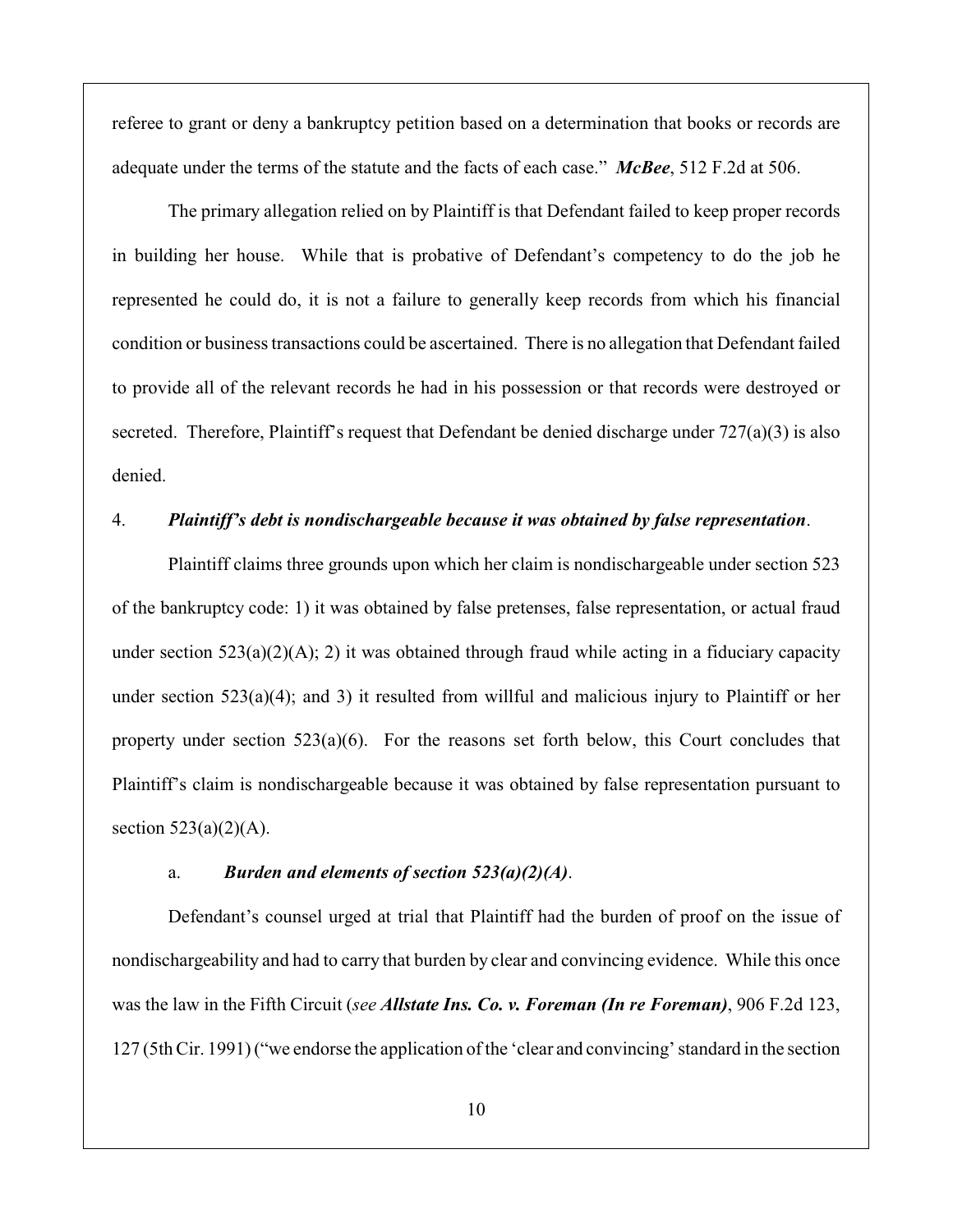referee to grant or deny a bankruptcy petition based on a determination that books or records are adequate under the terms of the statute and the facts of each case." ***McBee***, 512 F.2d at 506.

The primary allegation relied on by Plaintiff is that Defendant failed to keep proper records in building her house. While that is probative of Defendant's competency to do the job he represented he could do, it is not a failure to generally keep records from which his financial condition or business transactions could be ascertained. There is no allegation that Defendant failed to provide all of the relevant records he had in his possession or that records were destroyed or secreted. Therefore, Plaintiff's request that Defendant be denied discharge under 727(a)(3) is also denied.

4. ***Plaintiff's debt is nondischargeable because it was obtained by false representation***.

Plaintiff claims three grounds upon which her claim is nondischargeable under section 523 of the bankruptcy code: 1) it was obtained by false pretenses, false representation, or actual fraud under section 523(a)(2)(A); 2) it was obtained through fraud while acting in a fiduciary capacity under section 523(a)(4); and 3) it resulted from willful and malicious injury to Plaintiff or her property under section 523(a)(6). For the reasons set forth below, this Court concludes that Plaintiff's claim is nondischargeable because it was obtained by false representation pursuant to section 523(a)(2)(A).

a. ***Burden and elements of section 523(a)(2)(A)***.

Defendant's counsel urged at trial that Plaintiff had the burden of proof on the issue of nondischargeability and had to carry that burden by clear and convincing evidence. While this once was the law in the Fifth Circuit (*see* ***Allstate Ins. Co. v. Foreman (In re Foreman)***, 906 F.2d 123, 127 (5th Cir. 1991) ("we endorse the application of the 'clear and convincing' standard in the section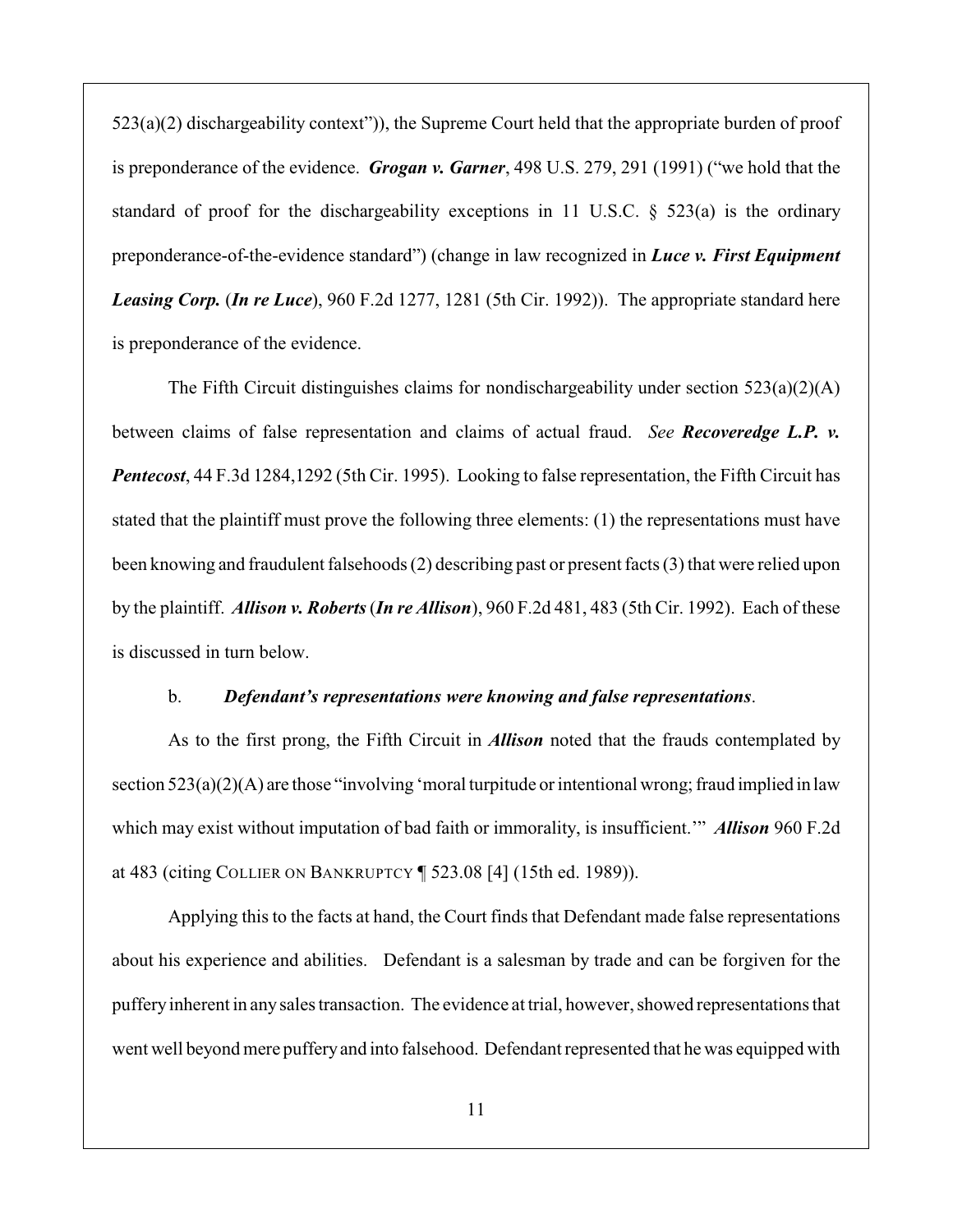523(a)(2) dischargeability context")), the Supreme Court held that the appropriate burden of proof is preponderance of the evidence. ***Grogan v. Garner***, 498 U.S. 279, 291 (1991) ("we hold that the standard of proof for the dischargeability exceptions in 11 U.S.C. § 523(a) is the ordinary preponderance-of-the-evidence standard") (change in law recognized in ***Luce v. First Equipment Leasing Corp.*** (***In re Luce***), 960 F.2d 1277, 1281 (5th Cir. 1992)). The appropriate standard here is preponderance of the evidence.

The Fifth Circuit distinguishes claims for nondischargeability under section 523(a)(2)(A) between claims of false representation and claims of actual fraud. *See* ***Recoveredge L.P. v. Pentecost***, 44 F.3d 1284,1292 (5th Cir. 1995). Looking to false representation, the Fifth Circuit has stated that the plaintiff must prove the following three elements: (1) the representations must have been knowing and fraudulent falsehoods (2) describing past or present facts (3) that were relied upon by the plaintiff. ***Allison v. Roberts*** (***In re Allison***), 960 F.2d 481, 483 (5th Cir. 1992). Each of these is discussed in turn below.

b. ***Defendant's representations were knowing and false representations***.

As to the first prong, the Fifth Circuit in ***Allison*** noted that the frauds contemplated by section 523(a)(2)(A) are those "involving 'moral turpitude or intentional wrong; fraud implied in law which may exist without imputation of bad faith or immorality, is insufficient.'" ***Allison*** 960 F.2d at 483 (citing COLLIER ON BANKRUPTCY ¶ 523.08 [4] (15th ed. 1989)).

Applying this to the facts at hand, the Court finds that Defendant made false representations about his experience and abilities. Defendant is a salesman by trade and can be forgiven for the puffery inherent in any sales transaction. The evidence at trial, however, showed representations that went well beyond mere puffery and into falsehood. Defendant represented that he was equipped with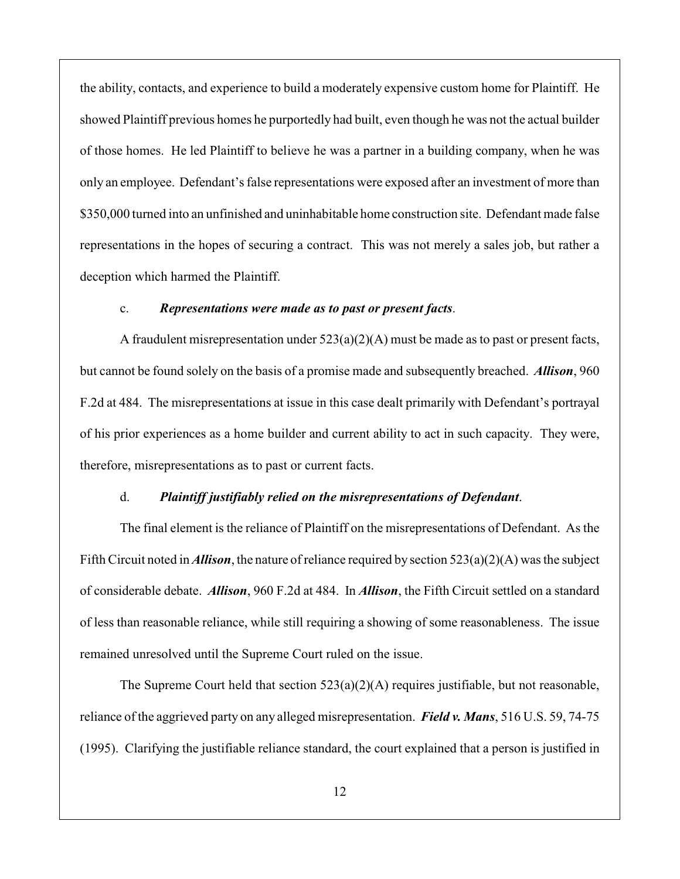the ability, contacts, and experience to build a moderately expensive custom home for Plaintiff. He showed Plaintiff previous homes he purportedly had built, even though he was not the actual builder of those homes. He led Plaintiff to believe he was a partner in a building company, when he was only an employee. Defendant's false representations were exposed after an investment of more than $350,000 turned into an unfinished and uninhabitable home construction site. Defendant made false representations in the hopes of securing a contract. This was not merely a sales job, but rather a deception which harmed the Plaintiff.

c. ***Representations were made as to past or present facts*.**

A fraudulent misrepresentation under 523(a)(2)(A) must be made as to past or present facts, but cannot be found solely on the basis of a promise made and subsequently breached. ***Allison***, 960 F.2d at 484. The misrepresentations at issue in this case dealt primarily with Defendant's portrayal of his prior experiences as a home builder and current ability to act in such capacity. They were, therefore, misrepresentations as to past or current facts.

d. ***Plaintiff justifiably relied on the misrepresentations of Defendant*.**

The final element is the reliance of Plaintiff on the misrepresentations of Defendant. As the Fifth Circuit noted in ***Allison***, the nature of reliance required by section 523(a)(2)(A) was the subject of considerable debate. ***Allison***, 960 F.2d at 484. In ***Allison***, the Fifth Circuit settled on a standard of less than reasonable reliance, while still requiring a showing of some reasonableness. The issue remained unresolved until the Supreme Court ruled on the issue.

The Supreme Court held that section 523(a)(2)(A) requires justifiable, but not reasonable, reliance of the aggrieved party on any alleged misrepresentation. ***Field v. Mans***, 516 U.S. 59, 74-75 (1995). Clarifying the justifiable reliance standard, the court explained that a person is justified in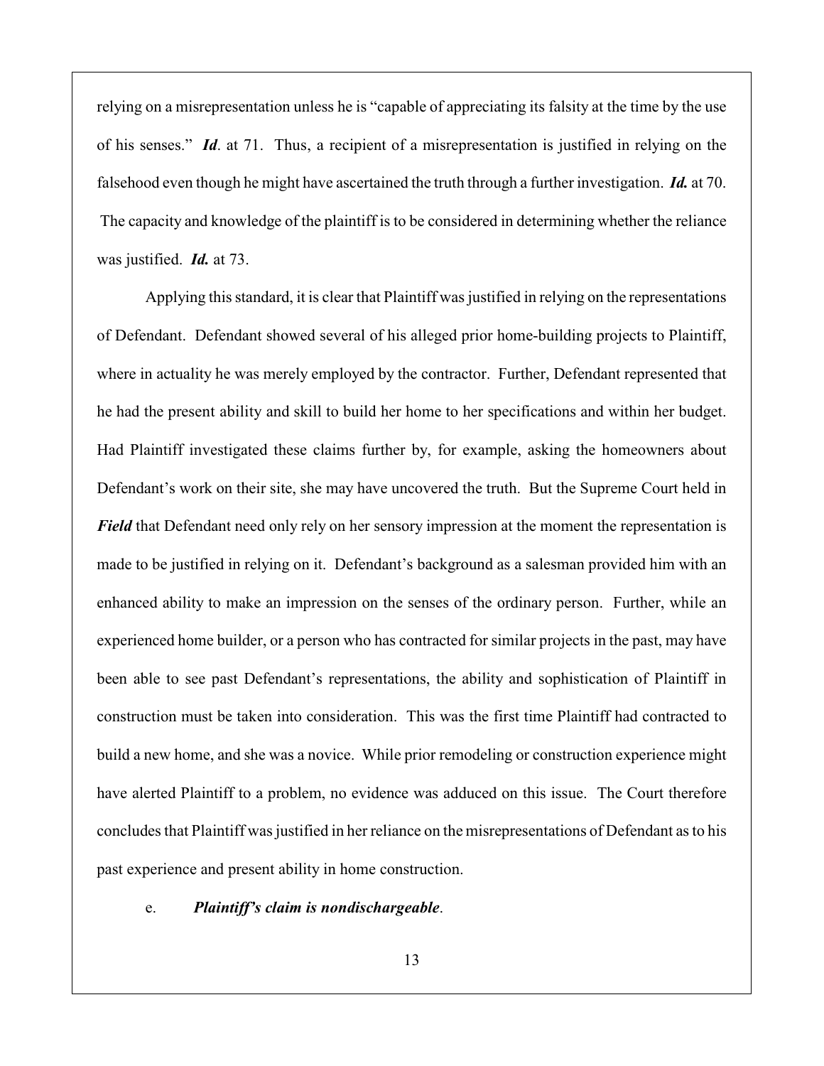relying on a misrepresentation unless he is "capable of appreciating its falsity at the time by the use of his senses." ***Id***. at 71. Thus, a recipient of a misrepresentation is justified in relying on the falsehood even though he might have ascertained the truth through a further investigation. ***Id.*** at 70. The capacity and knowledge of the plaintiff is to be considered in determining whether the reliance was justified. ***Id.*** at 73.

Applying this standard, it is clear that Plaintiff was justified in relying on the representations of Defendant. Defendant showed several of his alleged prior home-building projects to Plaintiff, where in actuality he was merely employed by the contractor. Further, Defendant represented that he had the present ability and skill to build her home to her specifications and within her budget. Had Plaintiff investigated these claims further by, for example, asking the homeowners about Defendant's work on their site, she may have uncovered the truth. But the Supreme Court held in ***Field*** that Defendant need only rely on her sensory impression at the moment the representation is made to be justified in relying on it. Defendant's background as a salesman provided him with an enhanced ability to make an impression on the senses of the ordinary person. Further, while an experienced home builder, or a person who has contracted for similar projects in the past, may have been able to see past Defendant's representations, the ability and sophistication of Plaintiff in construction must be taken into consideration. This was the first time Plaintiff had contracted to build a new home, and she was a novice. While prior remodeling or construction experience might have alerted Plaintiff to a problem, no evidence was adduced on this issue. The Court therefore concludes that Plaintiff was justified in her reliance on the misrepresentations of Defendant as to his past experience and present ability in home construction.

e. ***Plaintiff's claim is nondischargeable***.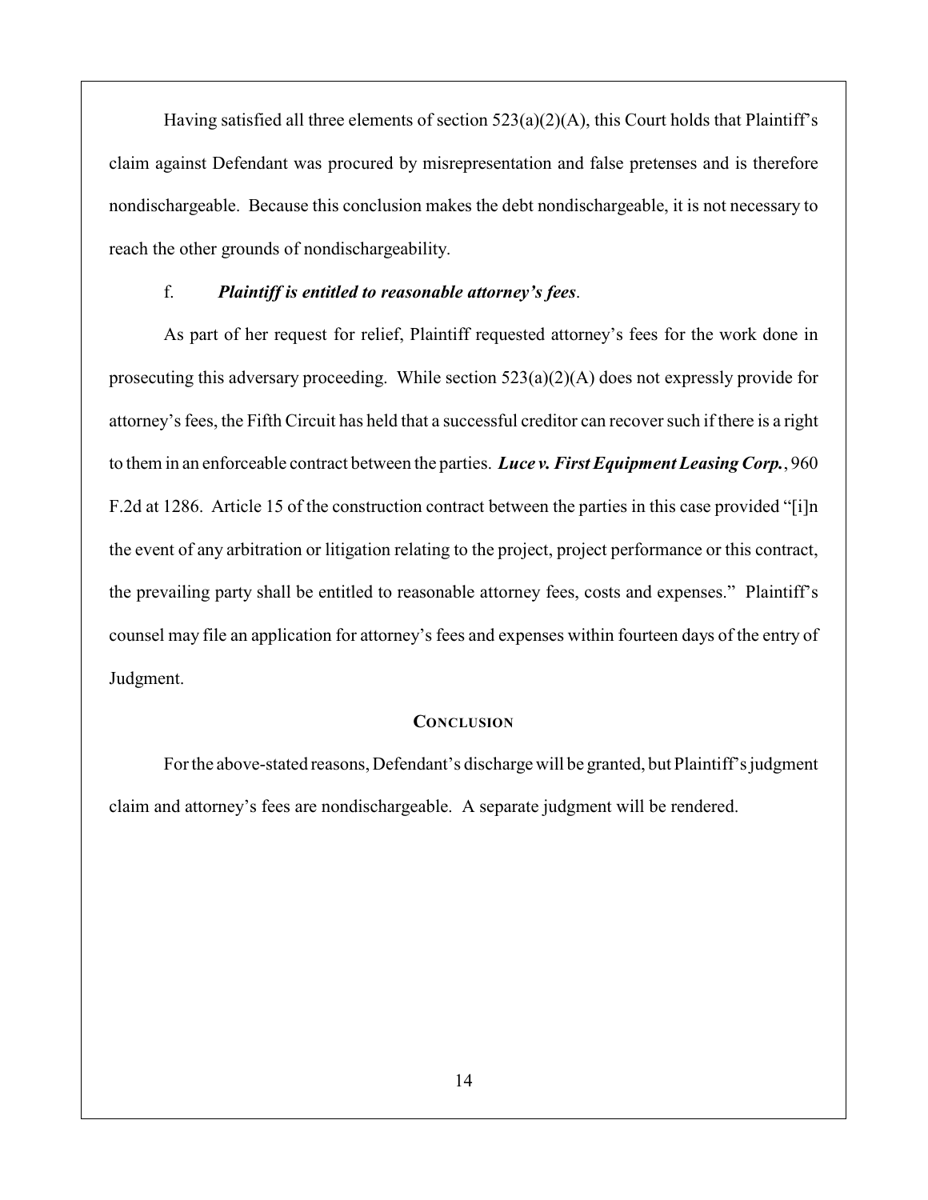Having satisfied all three elements of section 523(a)(2)(A), this Court holds that Plaintiff's claim against Defendant was procured by misrepresentation and false pretenses and is therefore nondischargeable. Because this conclusion makes the debt nondischargeable, it is not necessary to reach the other grounds of nondischargeability.

f. ***Plaintiff is entitled to reasonable attorney's fees*.**

As part of her request for relief, Plaintiff requested attorney's fees for the work done in prosecuting this adversary proceeding. While section 523(a)(2)(A) does not expressly provide for attorney's fees, the Fifth Circuit has held that a successful creditor can recover such if there is a right to them in an enforceable contract between the parties. ***Luce v. First Equipment Leasing Corp.***, 960 F.2d at 1286. Article 15 of the construction contract between the parties in this case provided "[i]n the event of any arbitration or litigation relating to the project, project performance or this contract, the prevailing party shall be entitled to reasonable attorney fees, costs and expenses." Plaintiff's counsel may file an application for attorney's fees and expenses within fourteen days of the entry of Judgment.

## CONCLUSION

For the above-stated reasons, Defendant's discharge will be granted, but Plaintiff's judgment claim and attorney's fees are nondischargeable. A separate judgment will be rendered.